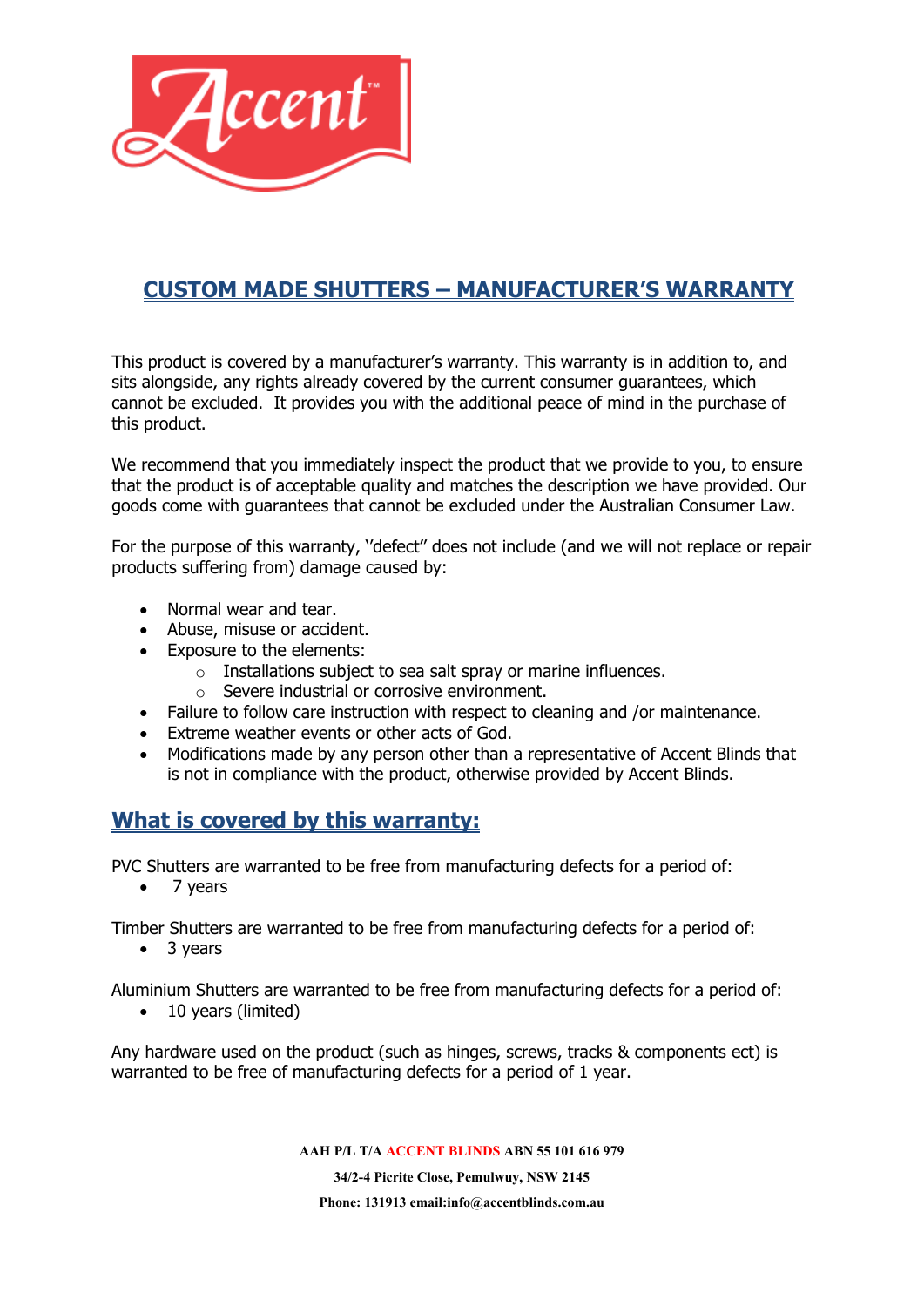# CUSTOM MADE SHUTTERS – MANUFACTURER'S WARRANTY

This product is covered by a manufacturer's warranty. This warranty is in addition to, and sits alongside, any rights already covered by the current consumer guarantees, which cannot be excluded. It provides you with the additional peace of mind in the purchase of this product.

We recommend that you immediately inspect the product that we provide to you, to ensure that the product is of acceptable quality and matches the description we have provided. Our goods come with guarantees that cannot be excluded under the Australian Consumer Law.

For the purpose of this warranty, "defect" does not include (and we will not replace or repair products suffering from) damage caused by:

- Normal wear and tear.
- Abuse, misuse or accident.
- Exposure to the elements:
  - Installations subject to sea salt spray or marine influences.
  - Severe industrial or corrosive environment.
- Failure to follow care instruction with respect to cleaning and /or maintenance.
- Extreme weather events or other acts of God.
- Modifications made by any person other than a representative of Accent Blinds that is not in compliance with the product, otherwise provided by Accent Blinds.

## What is covered by this warranty:

PVC Shutters are warranted to be free from manufacturing defects for a period of:

- 7 years

Timber Shutters are warranted to be free from manufacturing defects for a period of:

- 3 years

Aluminium Shutters are warranted to be free from manufacturing defects for a period of:

- 10 years (limited)

Any hardware used on the product (such as hinges, screws, tracks & components ect) is warranted to be free of manufacturing defects for a period of 1 year.

**AAH P/L T/A ACCENT BLINDS ABN 55 101 616 979**

**34/2-4 Picrite Close, Pemulwuy, NSW 2145**

**Phone: 131913 email:info@accentblinds.com.au**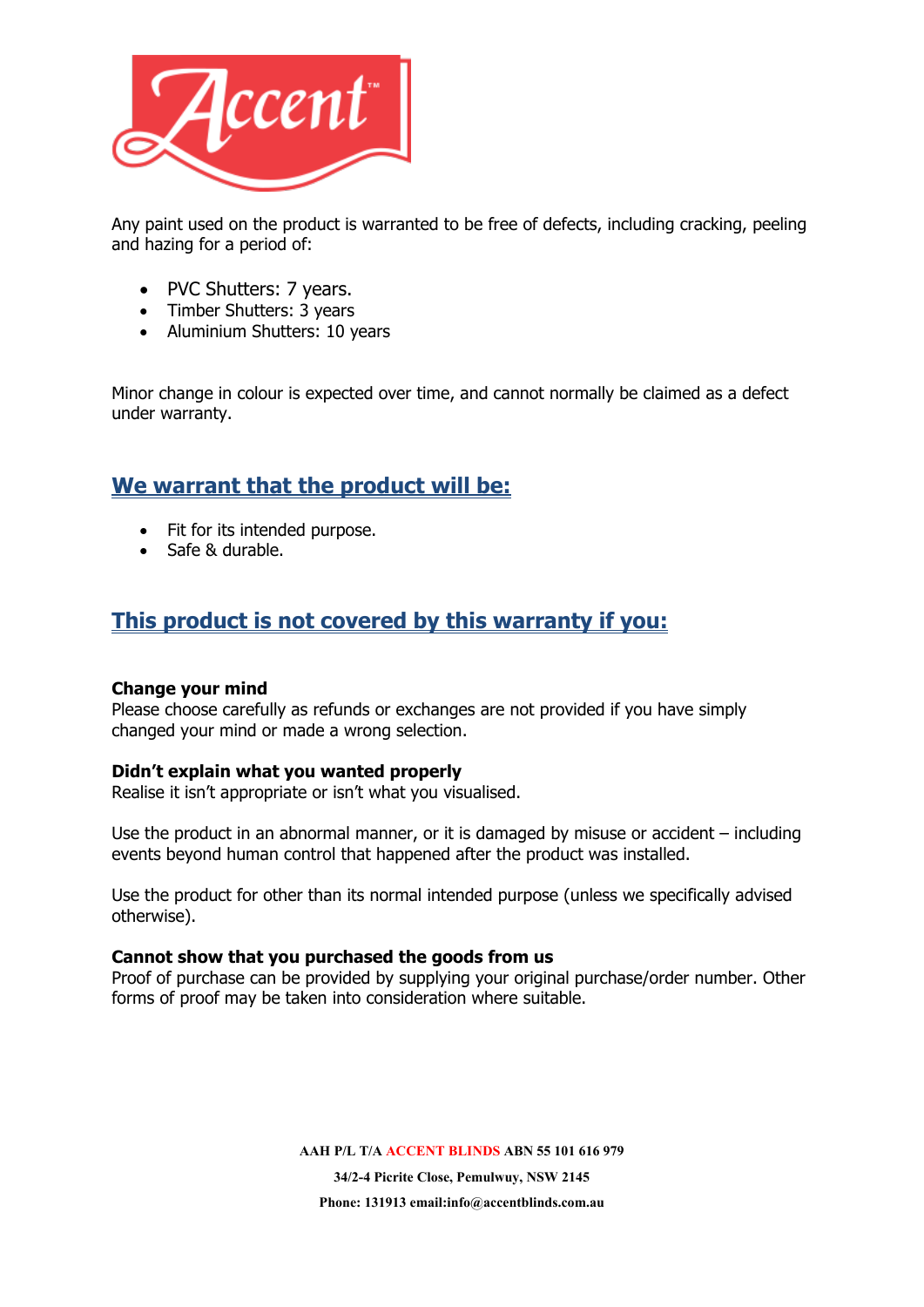Any paint used on the product is warranted to be free of defects, including cracking, peeling and hazing for a period of:

- PVC Shutters: 7 years.
- Timber Shutters: 3 years
- Aluminium Shutters: 10 years

Minor change in colour is expected over time, and cannot normally be claimed as a defect under warranty.

## We warrant that the product will be:

- Fit for its intended purpose.
- Safe & durable.

## This product is not covered by this warranty if you:

**Change your mind**
Please choose carefully as refunds or exchanges are not provided if you have simply changed your mind or made a wrong selection.

**Didn't explain what you wanted properly**
Realise it isn't appropriate or isn't what you visualised.

Use the product in an abnormal manner, or it is damaged by misuse or accident – including events beyond human control that happened after the product was installed.

Use the product for other than its normal intended purpose (unless we specifically advised otherwise).

**Cannot show that you purchased the goods from us**
Proof of purchase can be provided by supplying your original purchase/order number. Other forms of proof may be taken into consideration where suitable.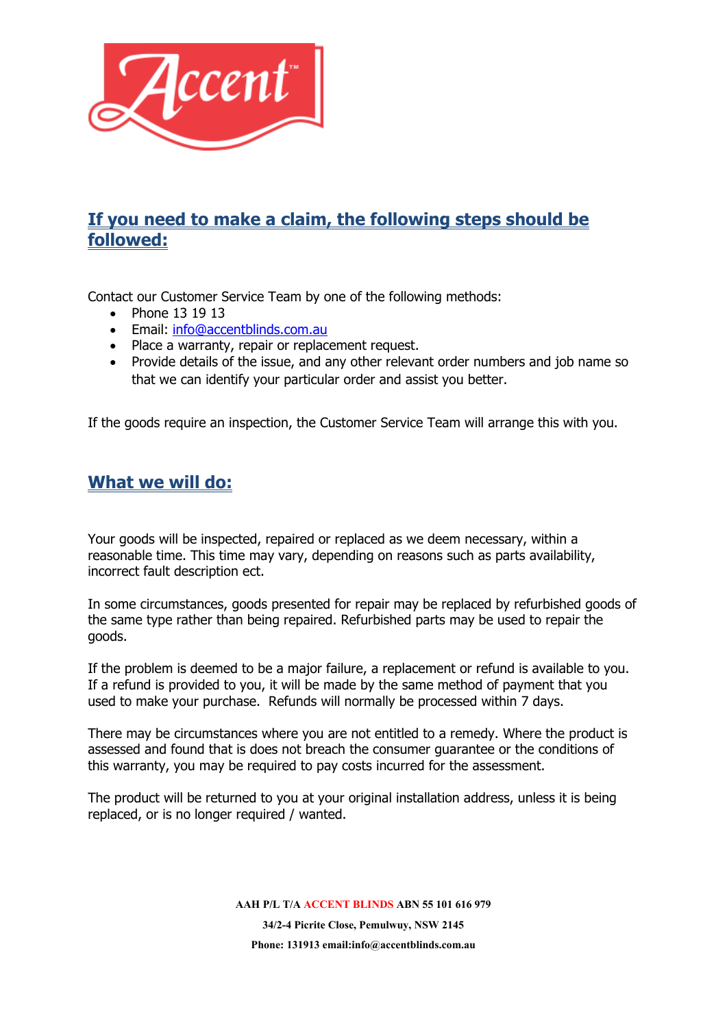## If you need to make a claim, the following steps should be followed:

Contact our Customer Service Team by one of the following methods:

- Phone 13 19 13
- Email: info@accentblinds.com.au
- Place a warranty, repair or replacement request.
- Provide details of the issue, and any other relevant order numbers and job name so that we can identify your particular order and assist you better.

If the goods require an inspection, the Customer Service Team will arrange this with you.

## What we will do:

Your goods will be inspected, repaired or replaced as we deem necessary, within a reasonable time. This time may vary, depending on reasons such as parts availability, incorrect fault description ect.

In some circumstances, goods presented for repair may be replaced by refurbished goods of the same type rather than being repaired. Refurbished parts may be used to repair the goods.

If the problem is deemed to be a major failure, a replacement or refund is available to you. If a refund is provided to you, it will be made by the same method of payment that you used to make your purchase. Refunds will normally be processed within 7 days.

There may be circumstances where you are not entitled to a remedy. Where the product is assessed and found that is does not breach the consumer guarantee or the conditions of this warranty, you may be required to pay costs incurred for the assessment.

The product will be returned to you at your original installation address, unless it is being replaced, or is no longer required / wanted.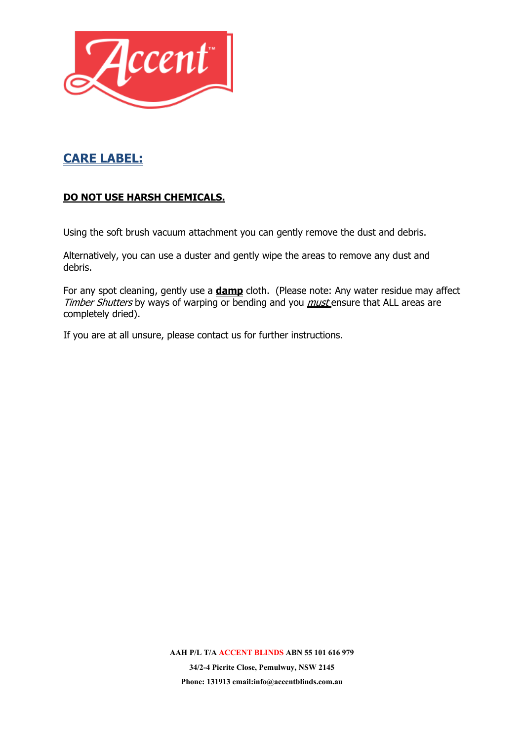## CARE LABEL:

**DO NOT USE HARSH CHEMICALS.**

Using the soft brush vacuum attachment you can gently remove the dust and debris.

Alternatively, you can use a duster and gently wipe the areas to remove any dust and debris.

For any spot cleaning, gently use a **damp** cloth. (Please note: Any water residue may affect *Timber Shutters* by ways of warping or bending and you *must* ensure that ALL areas are completely dried).

If you are at all unsure, please contact us for further instructions.

**AAH P/L T/A ACCENT BLINDS ABN 55 101 616 979**

**34/2-4 Picrite Close, Pemulwuy, NSW 2145**

**Phone: 131913 email:info@accentblinds.com.au**